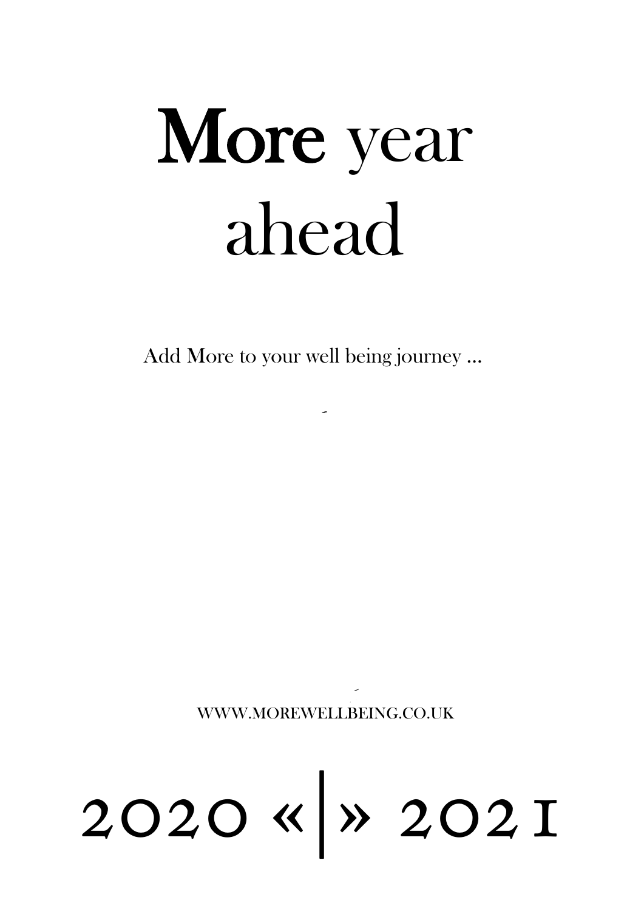# **More** year ahead

Add More to your well being journey ...

WWW.MOREWELLBEING.CO.UK

2020 «|» 2021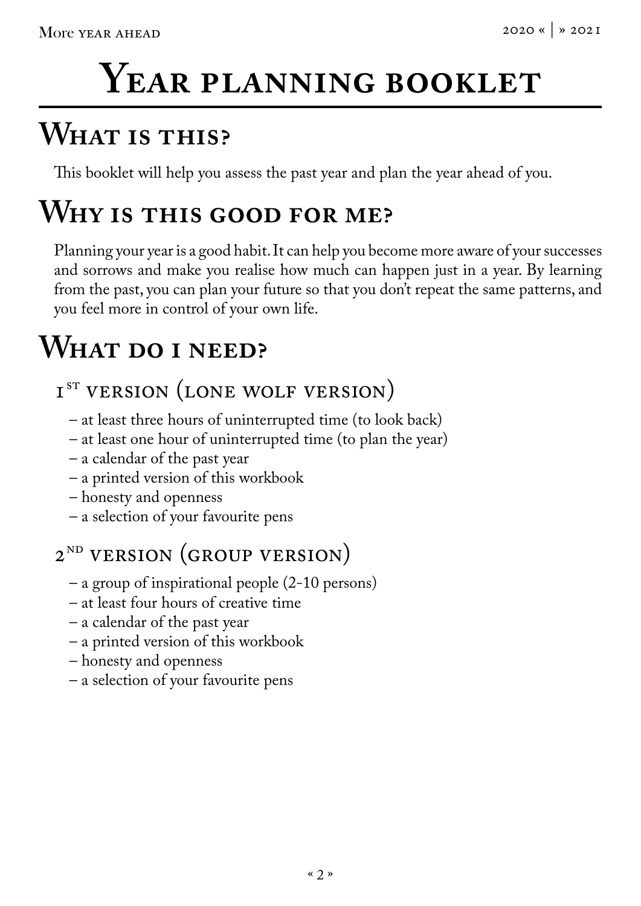# Year planning booklet

## What is this?

This booklet will help you assess the past year and plan the year ahead of you.

## Why is this good for me?

Planning your year is a good habit. It can help you become more aware of your successes and sorrows and make you realise how much can happen just in a year. By learning from the past, you can plan your future so that you don't repeat the same patterns, and you feel more in control of your own life.

## What do I need?

### 1st version (lone wolf version)

- at least three hours of uninterrupted time (to look back)
- at least one hour of uninterrupted time (to plan the year)
- a calendar of the past year
- a printed version of this workbook
- honesty and openness
- a selection of your favourite pens

### 2nd version (group version)

- a group of inspirational people (2-10 persons)
- at least four hours of creative time
- a calendar of the past year
- a printed version of this workbook
- honesty and openness
- a selection of your favourite pens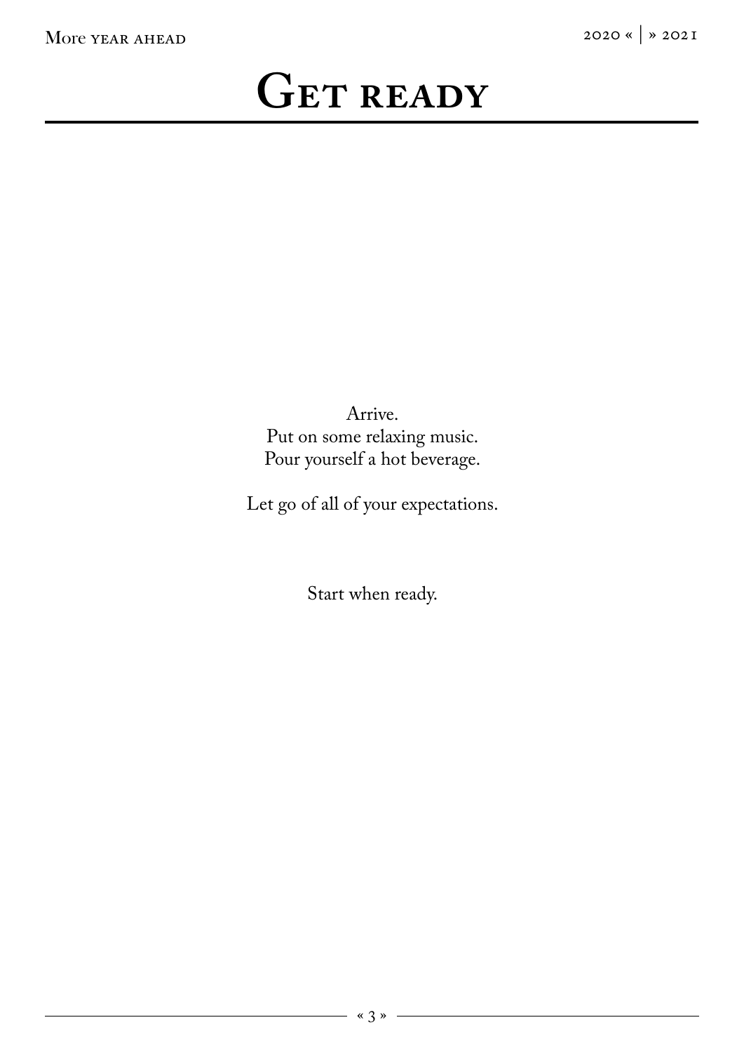# Get ready

Arrive.
Put on some relaxing music.
Pour yourself a hot beverage.

Let go of all of your expectations.

Start when ready.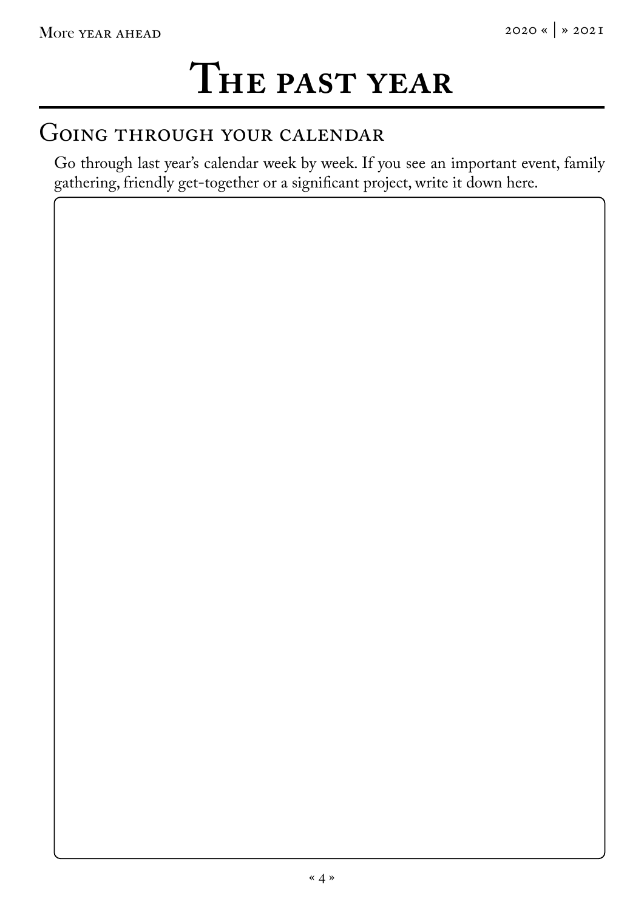# The past year

## Going through your calendar

Go through last year's calendar week by week. If you see an important event, family gathering, friendly get-together or a significant project, write it down here.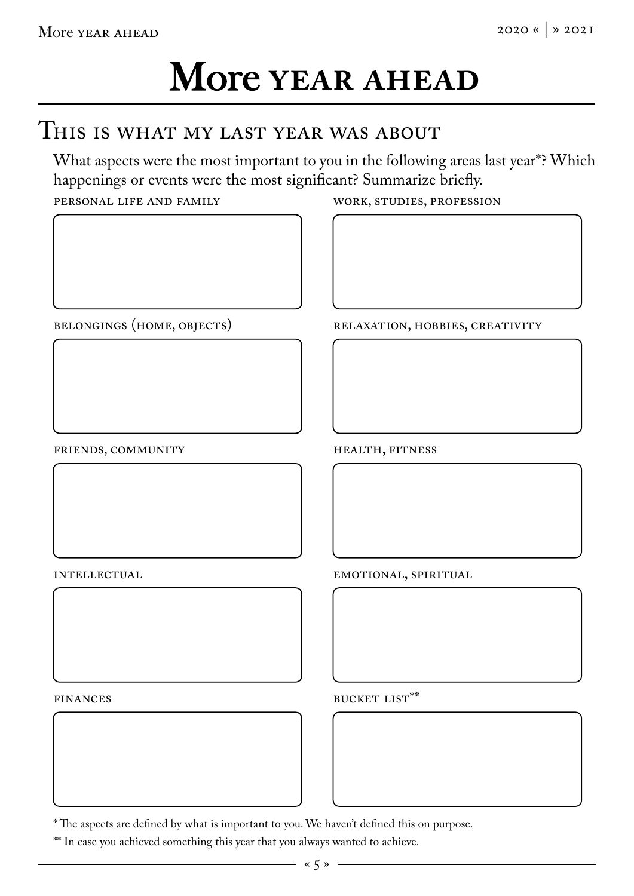# More year ahead

## This is what my last year was about

What aspects were the most important to you in the following areas last year*? Which happenings or events were the most significant? Summarize briefly.

PERSONAL LIFE AND FAMILY

WORK, STUDIES, PROFESSION

BELONGINGS (HOME, OBJECTS)

RELAXATION, HOBBIES, CREATIVITY

FRIENDS, COMMUNITY

HEALTH, FITNESS

INTELLECTUAL

EMOTIONAL, SPIRITUAL

FINANCES

BUCKET LIST**

* The aspects are defined by what is important to you. We haven't defined this on purpose.

** In case you achieved something this year that you always wanted to achieve.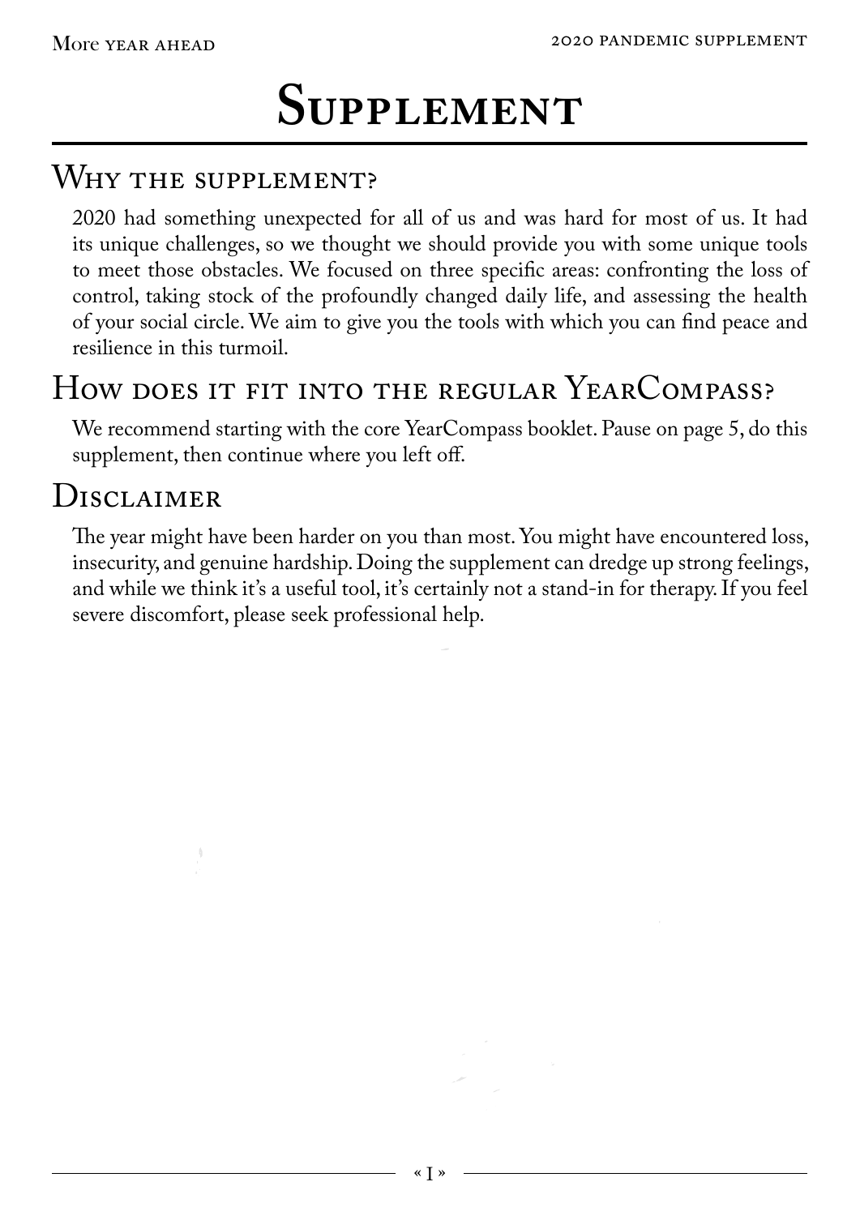# Supplement

## Why the supplement?

2020 had something unexpected for all of us and was hard for most of us. It had its unique challenges, so we thought we should provide you with some unique tools to meet those obstacles. We focused on three specific areas: confronting the loss of control, taking stock of the profoundly changed daily life, and assessing the health of your social circle. We aim to give you the tools with which you can find peace and resilience in this turmoil.

## How does it fit into the regular YearCompass?

We recommend starting with the core YearCompass booklet. Pause on page 5, do this supplement, then continue where you left off.

## Disclaimer

The year might have been harder on you than most. You might have encountered loss, insecurity, and genuine hardship. Doing the supplement can dredge up strong feelings, and while we think it's a useful tool, it's certainly not a stand-in for therapy. If you feel severe discomfort, please seek professional help.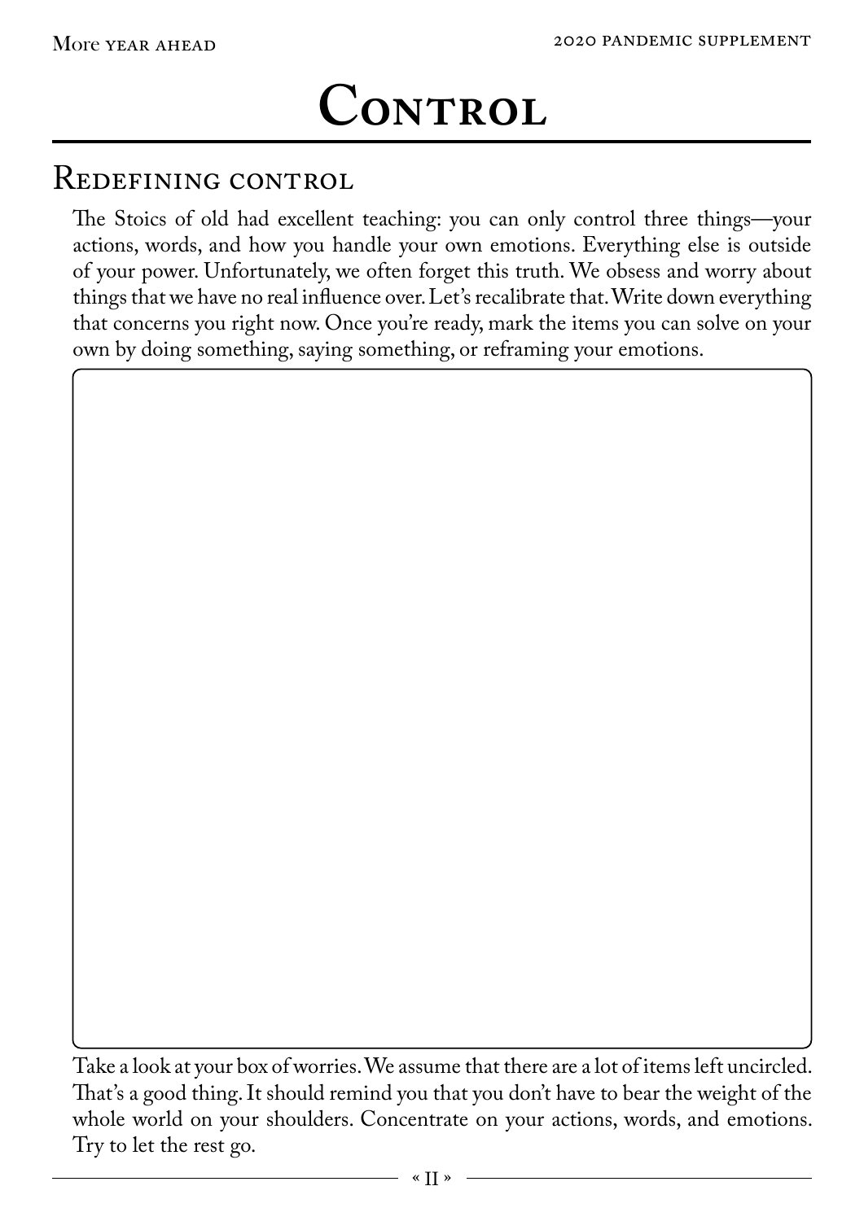# Control

## Redefining control

The Stoics of old had excellent teaching: you can only control three things—your actions, words, and how you handle your own emotions. Everything else is outside of your power. Unfortunately, we often forget this truth. We obsess and worry about things that we have no real influence over. Let's recalibrate that. Write down everything that concerns you right now. Once you're ready, mark the items you can solve on your own by doing something, saying something, or reframing your emotions.

Take a look at your box of worries. We assume that there are a lot of items left uncircled. That's a good thing. It should remind you that you don't have to bear the weight of the whole world on your shoulders. Concentrate on your actions, words, and emotions. Try to let the rest go.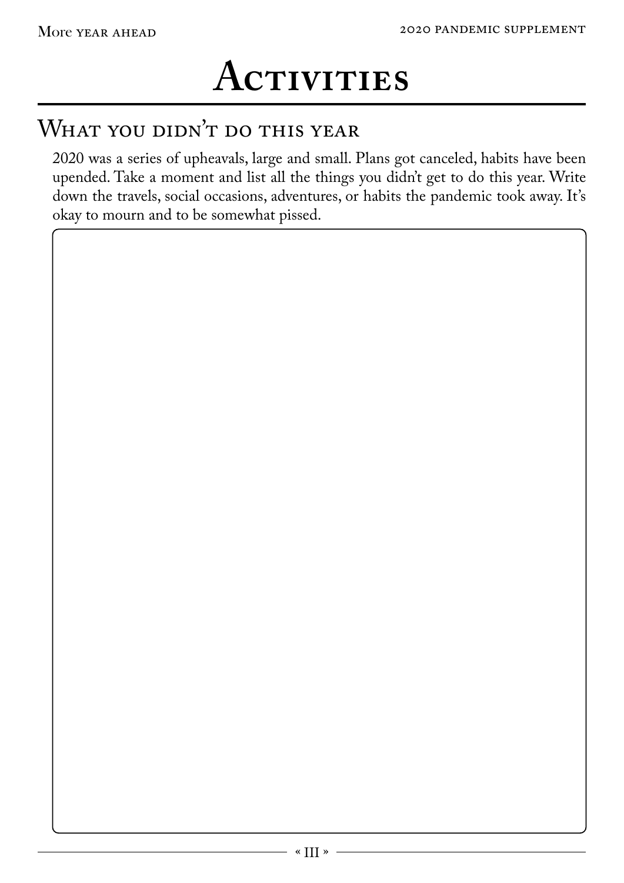# Activities

## What you didn't do this year

2020 was a series of upheavals, large and small. Plans got canceled, habits have been upended. Take a moment and list all the things you didn't get to do this year. Write down the travels, social occasions, adventures, or habits the pandemic took away. It's okay to mourn and to be somewhat pissed.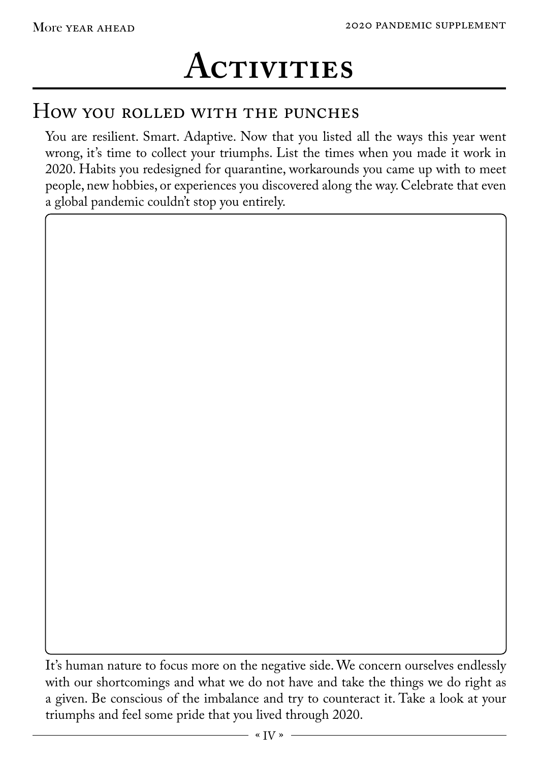# Activities

## How you rolled with the punches

You are resilient. Smart. Adaptive. Now that you listed all the ways this year went wrong, it's time to collect your triumphs. List the times when you made it work in 2020. Habits you redesigned for quarantine, workarounds you came up with to meet people, new hobbies, or experiences you discovered along the way. Celebrate that even a global pandemic couldn't stop you entirely.

It's human nature to focus more on the negative side. We concern ourselves endlessly with our shortcomings and what we do not have and take the things we do right as a given. Be conscious of the imbalance and try to counteract it. Take a look at your triumphs and feel some pride that you lived through 2020.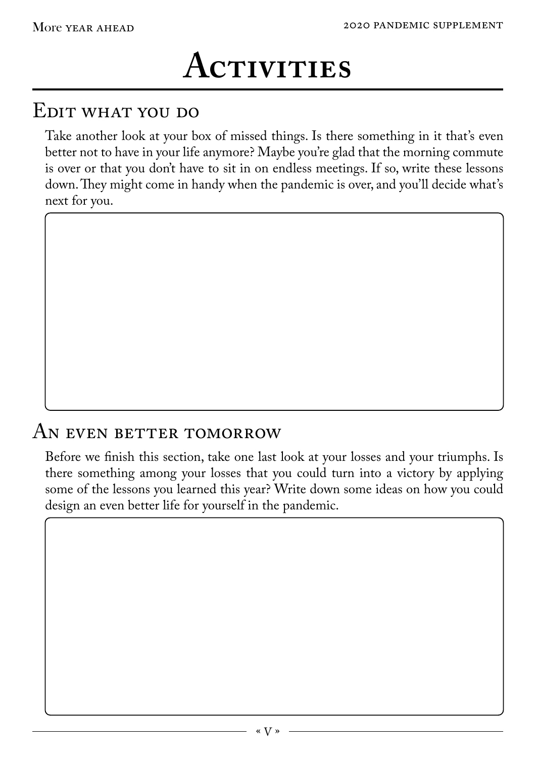# Activities

## Edit what you do

Take another look at your box of missed things. Is there something in it that's even better not to have in your life anymore? Maybe you're glad that the morning commute is over or that you don't have to sit in on endless meetings. If so, write these lessons down. They might come in handy when the pandemic is over, and you'll decide what's next for you.

## An even better tomorrow

Before we finish this section, take one last look at your losses and your triumphs. Is there something among your losses that you could turn into a victory by applying some of the lessons you learned this year? Write down some ideas on how you could design an even better life for yourself in the pandemic.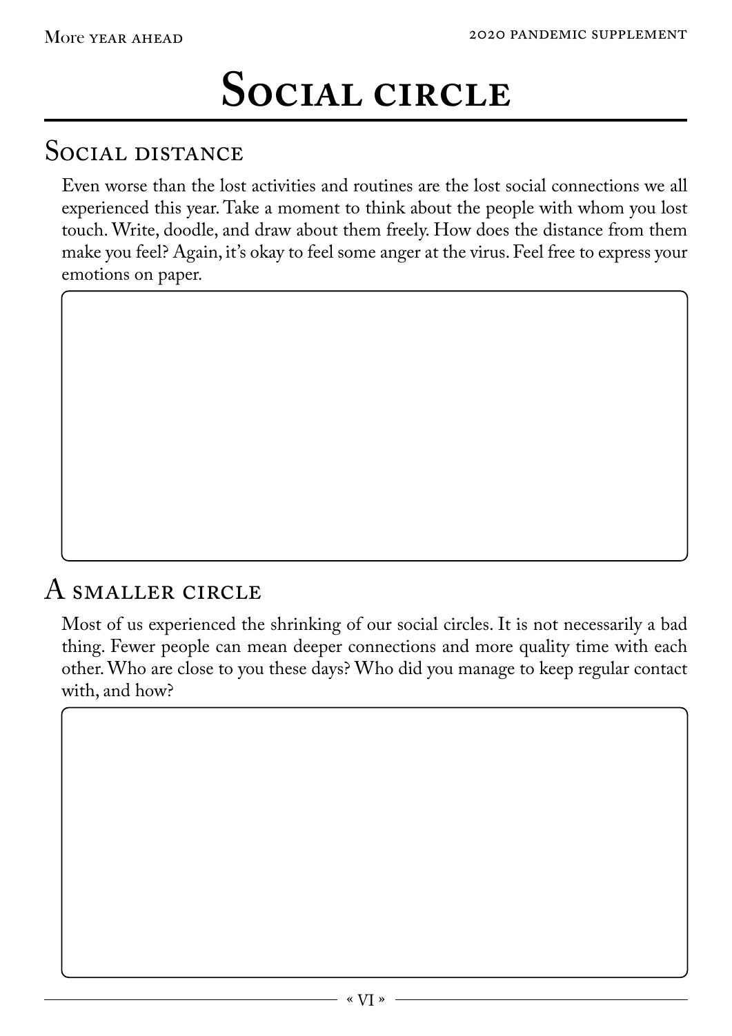# Social circle

## Social distance

Even worse than the lost activities and routines are the lost social connections we all experienced this year. Take a moment to think about the people with whom you lost touch. Write, doodle, and draw about them freely. How does the distance from them make you feel? Again, it's okay to feel some anger at the virus. Feel free to express your emotions on paper.

## A smaller circle

Most of us experienced the shrinking of our social circles. It is not necessarily a bad thing. Fewer people can mean deeper connections and more quality time with each other. Who are close to you these days? Who did you manage to keep regular contact with, and how?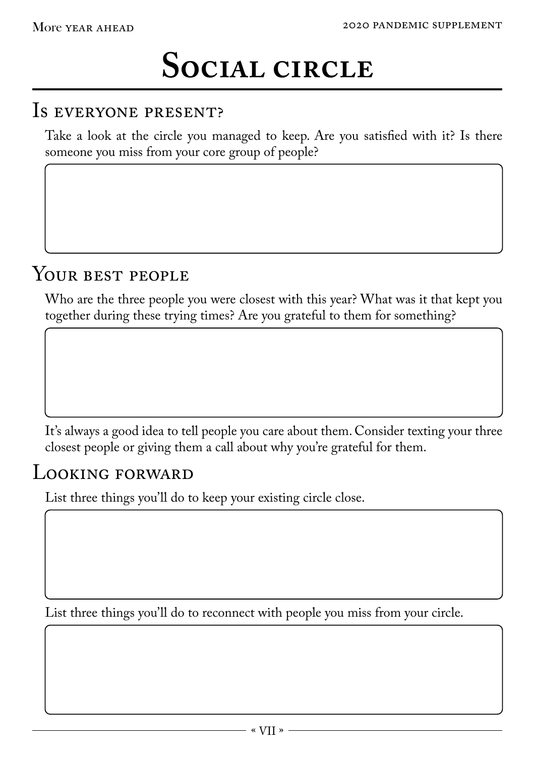# Social circle

## Is everyone present?

Take a look at the circle you managed to keep. Are you satisfied with it? Is there someone you miss from your core group of people?

## Your best people

Who are the three people you were closest with this year? What was it that kept you together during these trying times? Are you grateful to them for something?

It's always a good idea to tell people you care about them. Consider texting your three closest people or giving them a call about why you're grateful for them.

## Looking forward

List three things you'll do to keep your existing circle close.

List three things you'll do to reconnect with people you miss from your circle.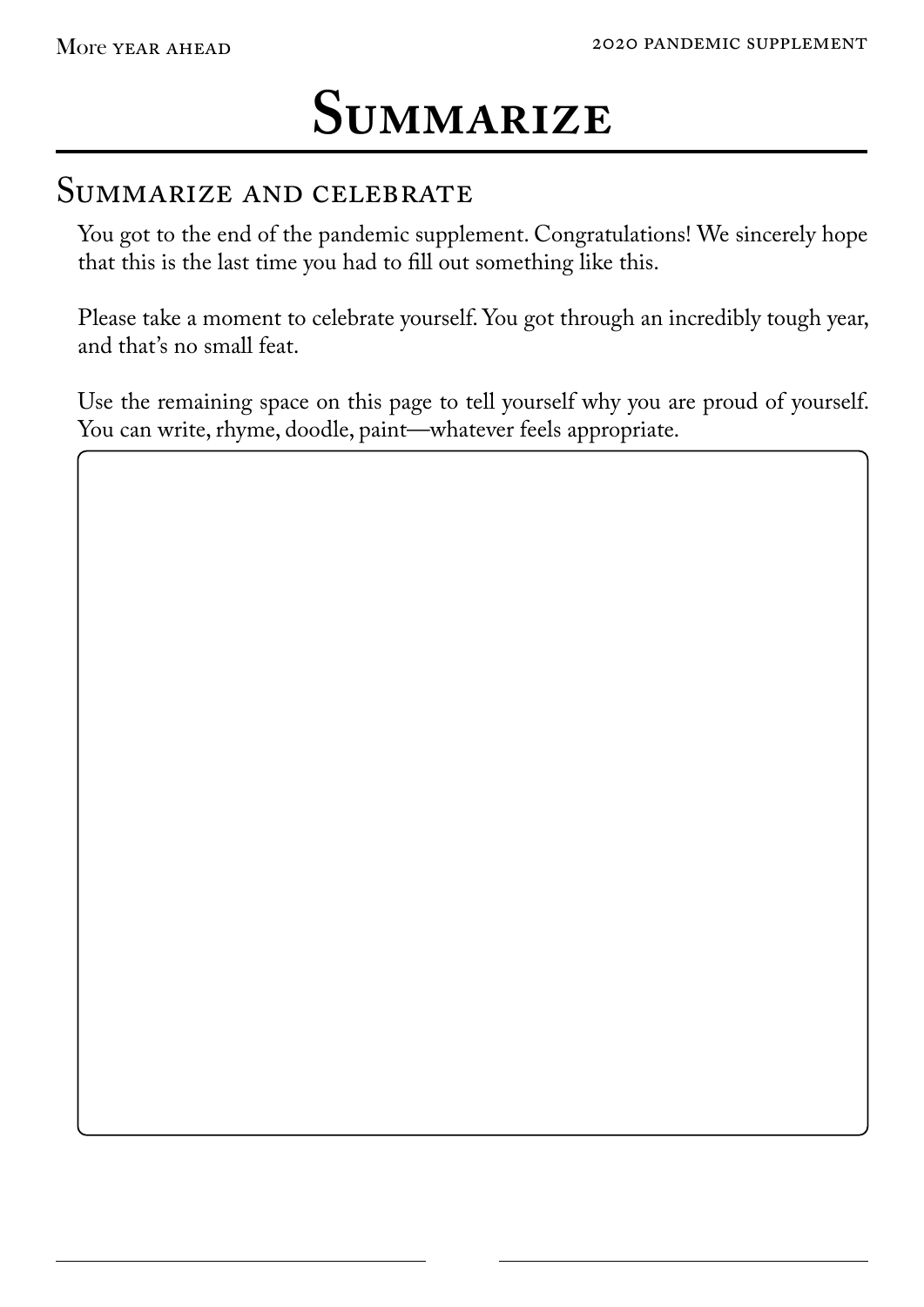# Summarize

## Summarize and celebrate

You got to the end of the pandemic supplement. Congratulations! We sincerely hope that this is the last time you had to fill out something like this.

Please take a moment to celebrate yourself. You got through an incredibly tough year, and that's no small feat.

Use the remaining space on this page to tell yourself why you are proud of yourself. You can write, rhyme, doodle, paint—whatever feels appropriate.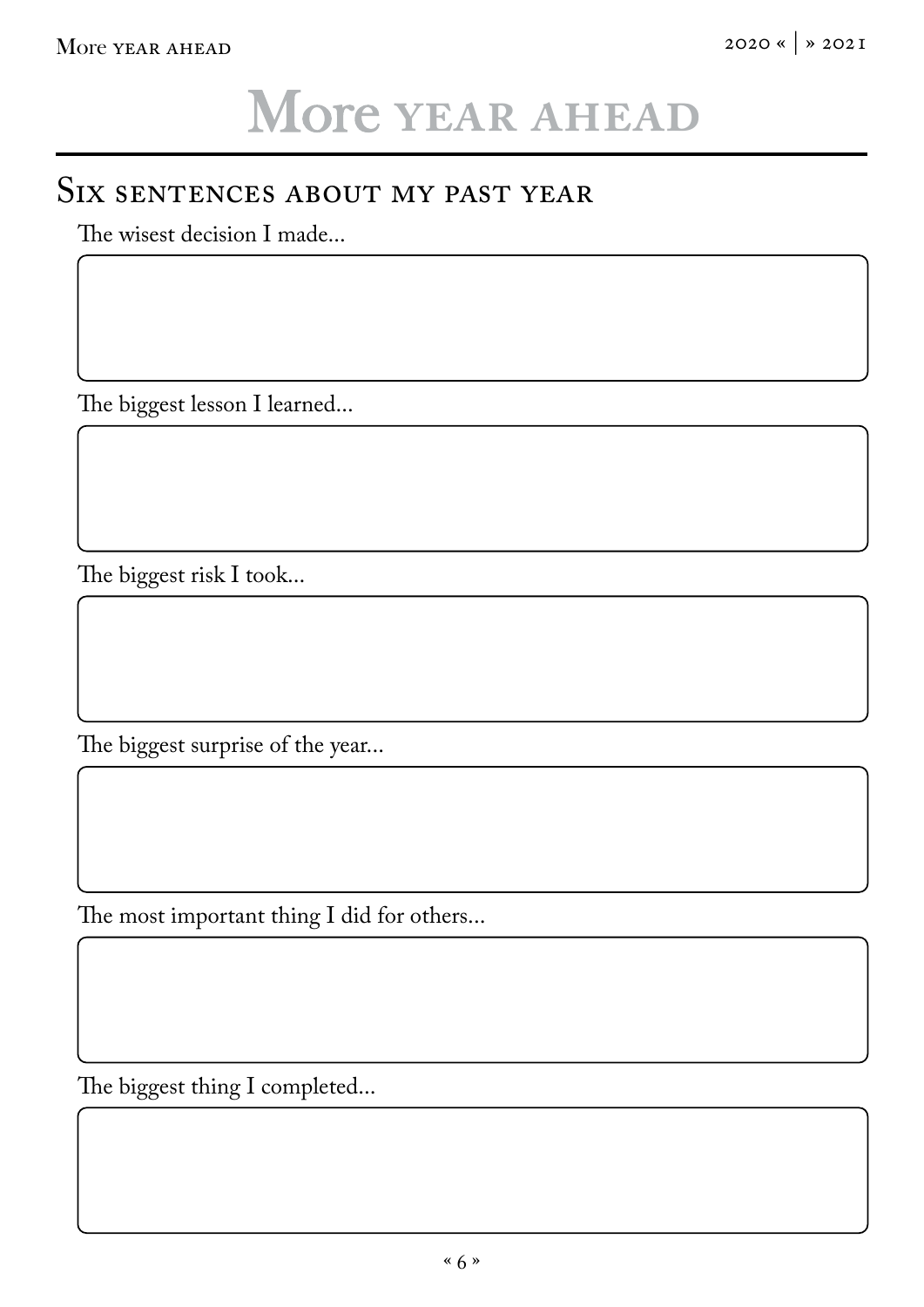# More YEAR AHEAD

## Six sentences about my past year

The wisest decision I made...

The biggest lesson I learned...

The biggest risk I took...

The biggest surprise of the year...

The most important thing I did for others...

The biggest thing I completed...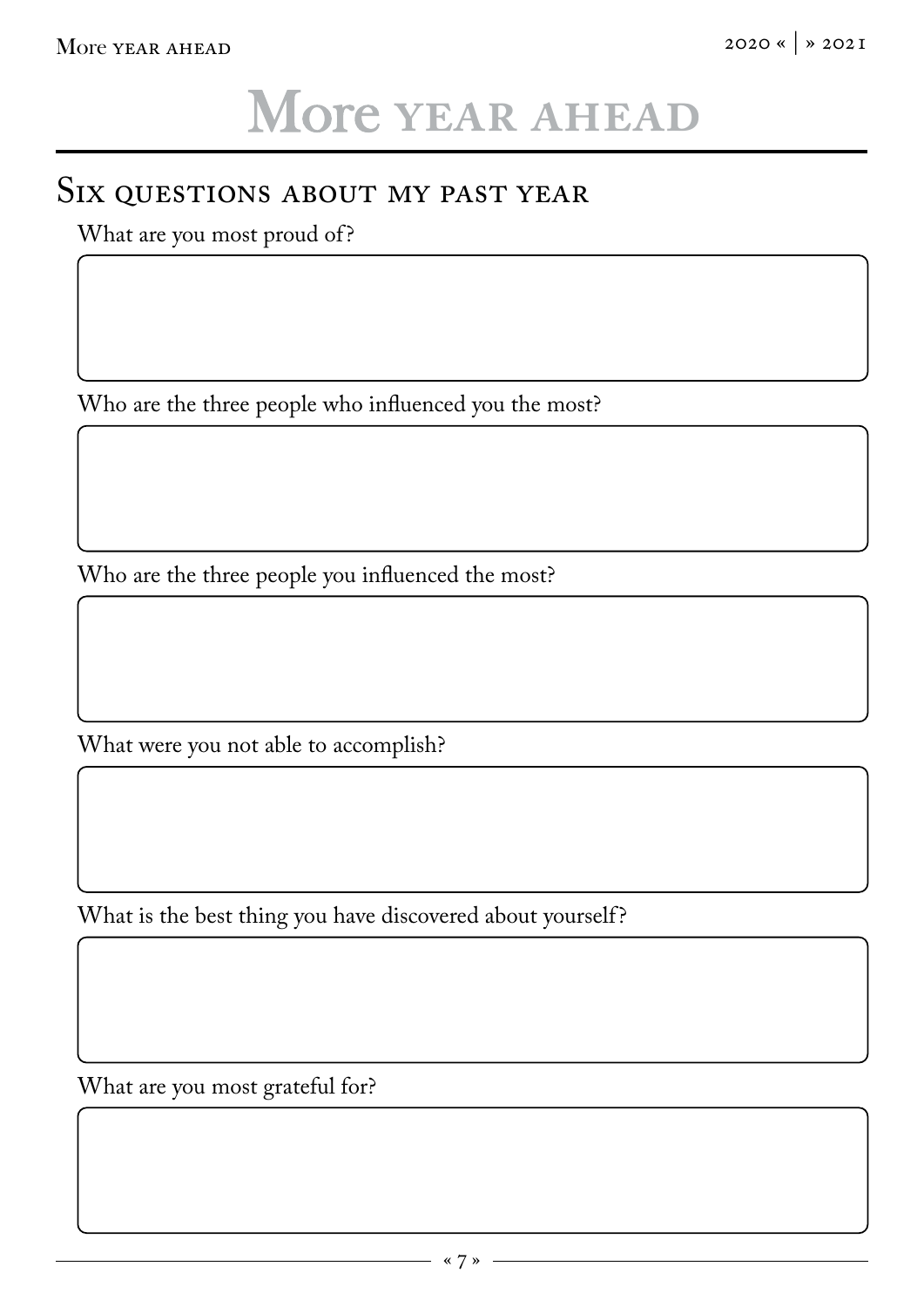# More year ahead

## Six questions about my past year

What are you most proud of?

Who are the three people who influenced you the most?

Who are the three people you influenced the most?

What were you not able to accomplish?

What is the best thing you have discovered about yourself?

What are you most grateful for?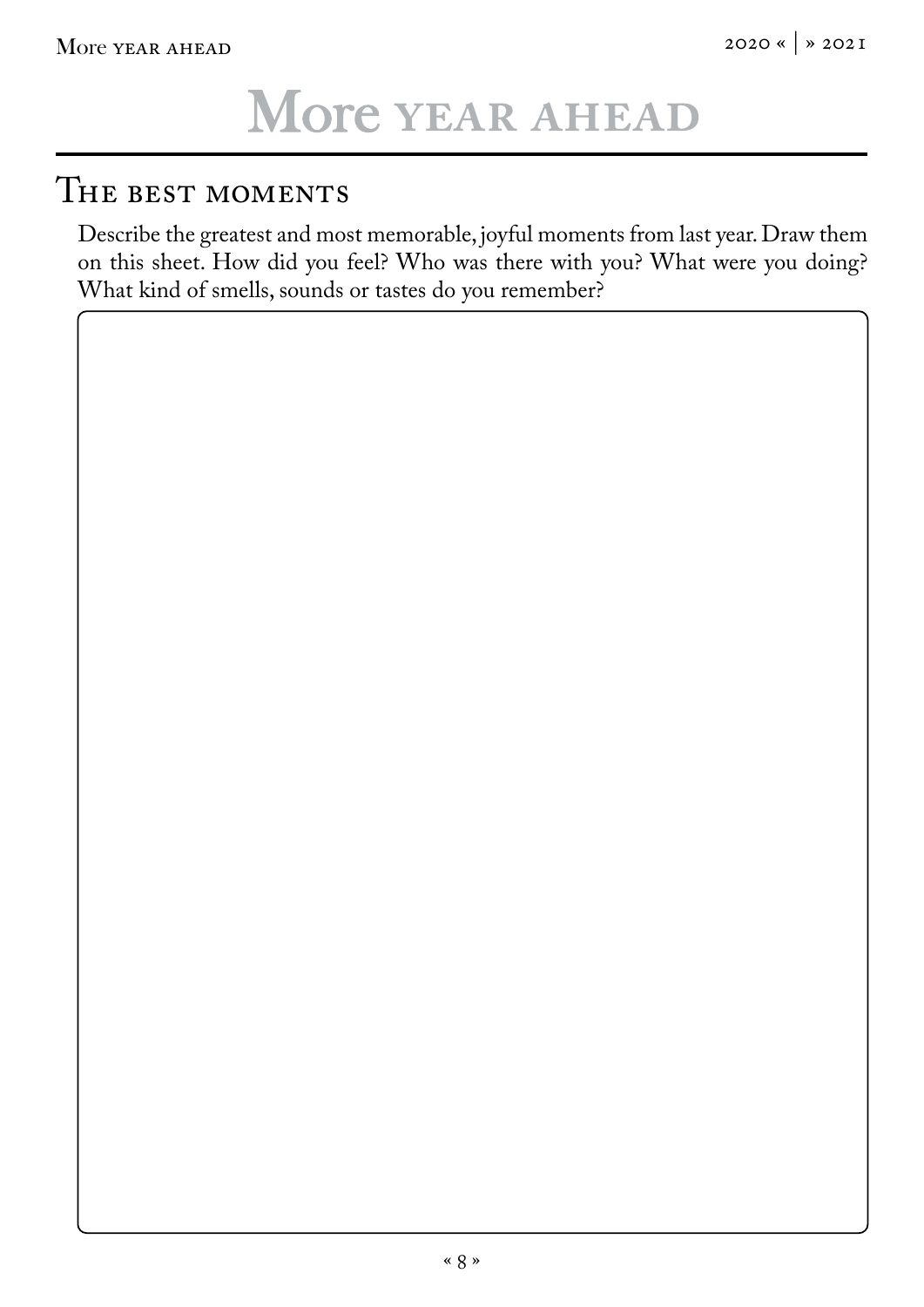# More year ahead

## The best moments

Describe the greatest and most memorable, joyful moments from last year. Draw them on this sheet. How did you feel? Who was there with you? What were you doing? What kind of smells, sounds or tastes do you remember?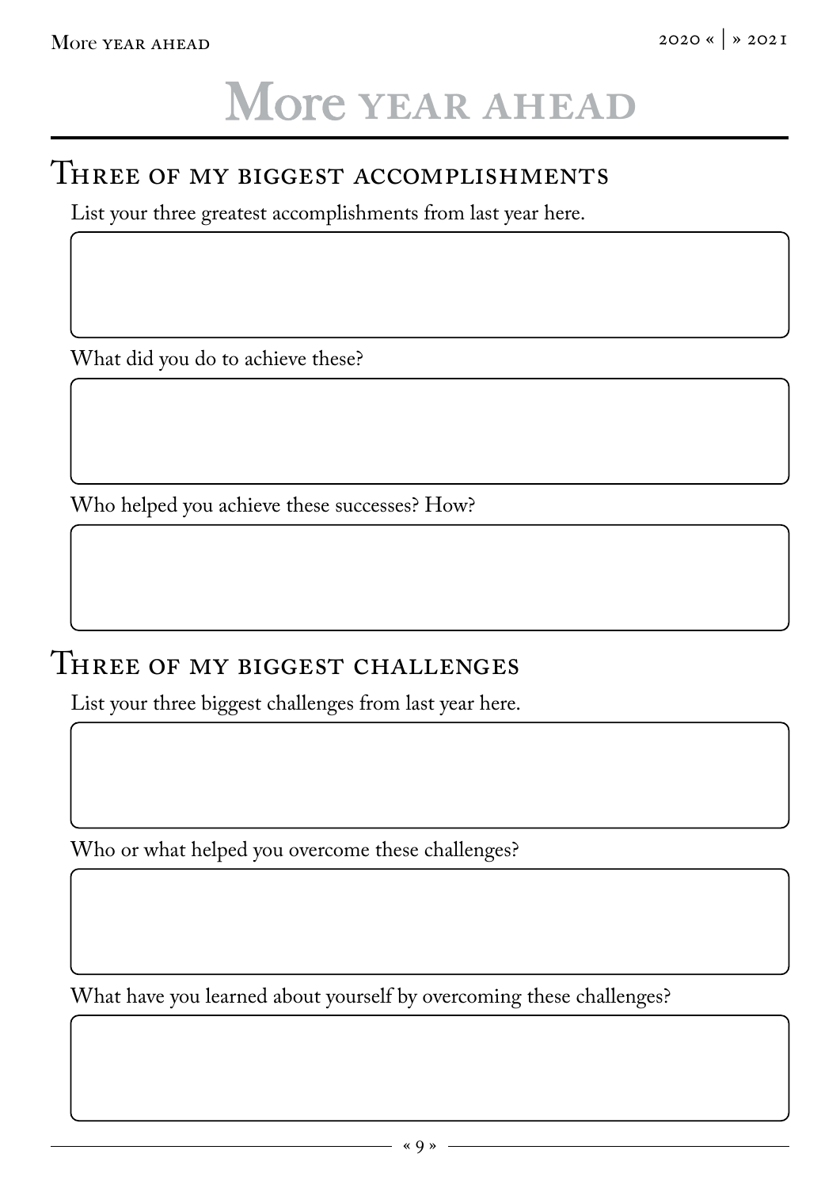# More year ahead

## Three of my biggest accomplishments

List your three greatest accomplishments from last year here.

What did you do to achieve these?

Who helped you achieve these successes? How?

## Three of my biggest challenges

List your three biggest challenges from last year here.

Who or what helped you overcome these challenges?

What have you learned about yourself by overcoming these challenges?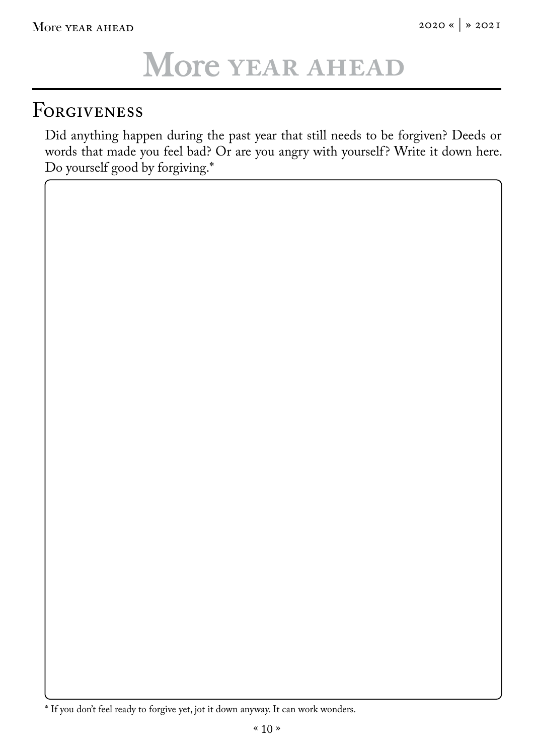# More year ahead

## Forgiveness

Did anything happen during the past year that still needs to be forgiven? Deeds or words that made you feel bad? Or are you angry with yourself? Write it down here. Do yourself good by forgiving.*

* If you don't feel ready to forgive yet, jot it down anyway. It can work wonders.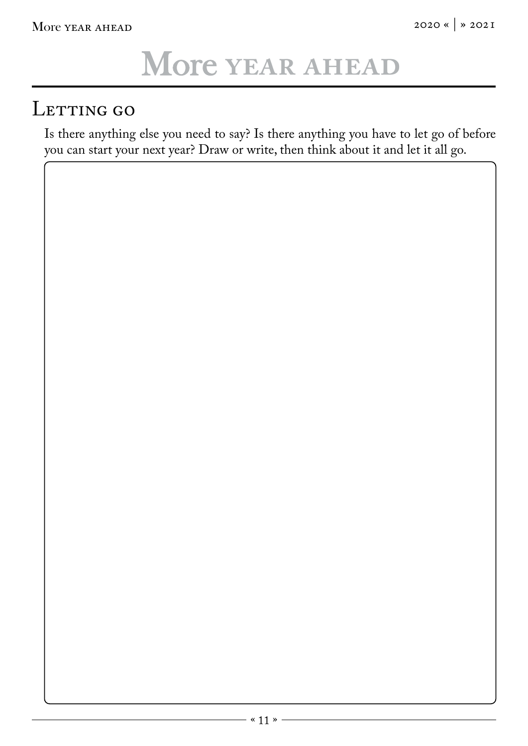# More year ahead

## Letting go

Is there anything else you need to say? Is there anything you have to let go of before you can start your next year? Draw or write, then think about it and let it all go.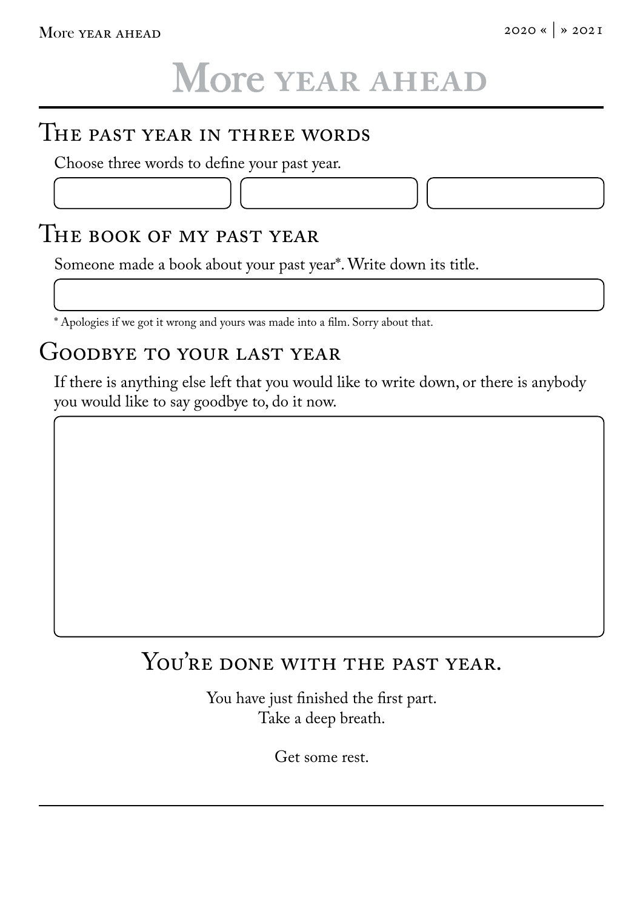# More year ahead

## The past year in three words

Choose three words to define your past year.

## The book of my past year

Someone made a book about your past year*. Write down its title.

* Apologies if we got it wrong and yours was made into a film. Sorry about that.

## Goodbye to your last year

If there is anything else left that you would like to write down, or there is anybody you would like to say goodbye to, do it now.

## You're done with the past year.

You have just finished the first part.
Take a deep breath.

Get some rest.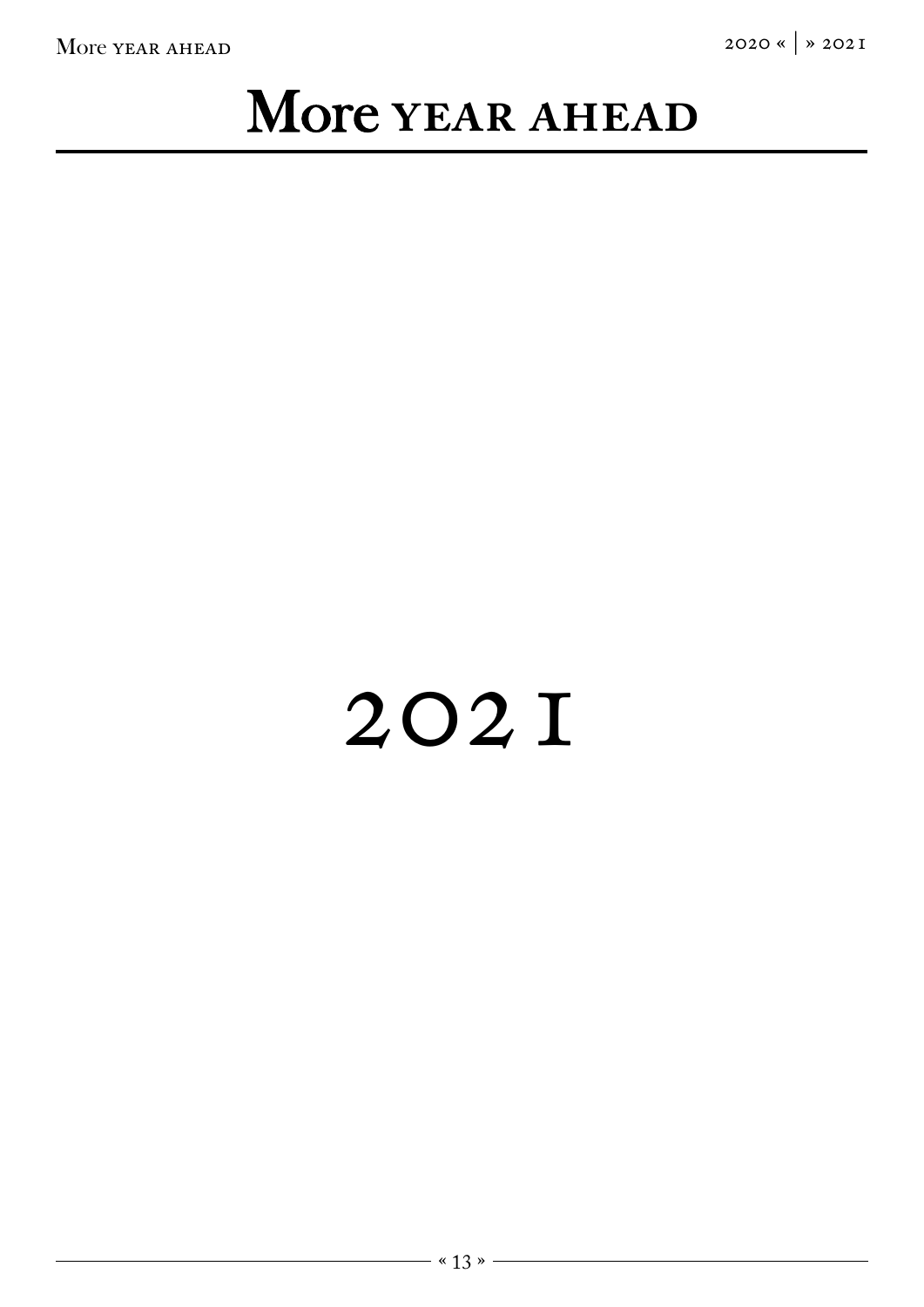# More year ahead

# 2021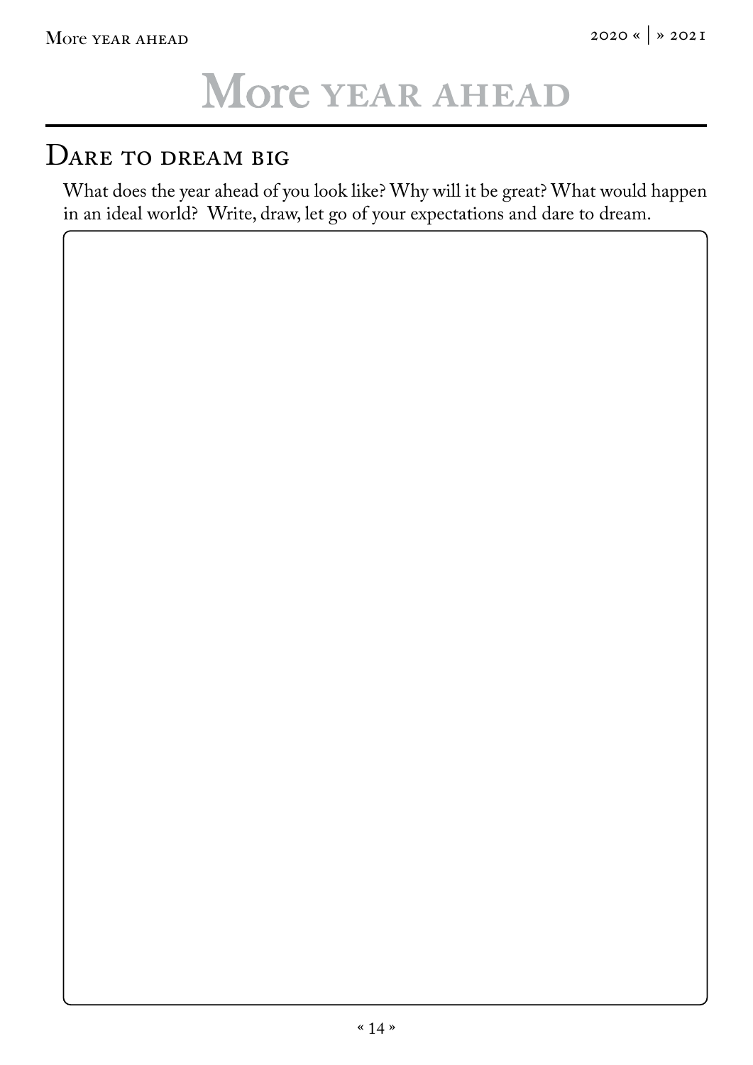# More year ahead

## Dare to dream big

What does the year ahead of you look like? Why will it be great? What would happen in an ideal world? Write, draw, let go of your expectations and dare to dream.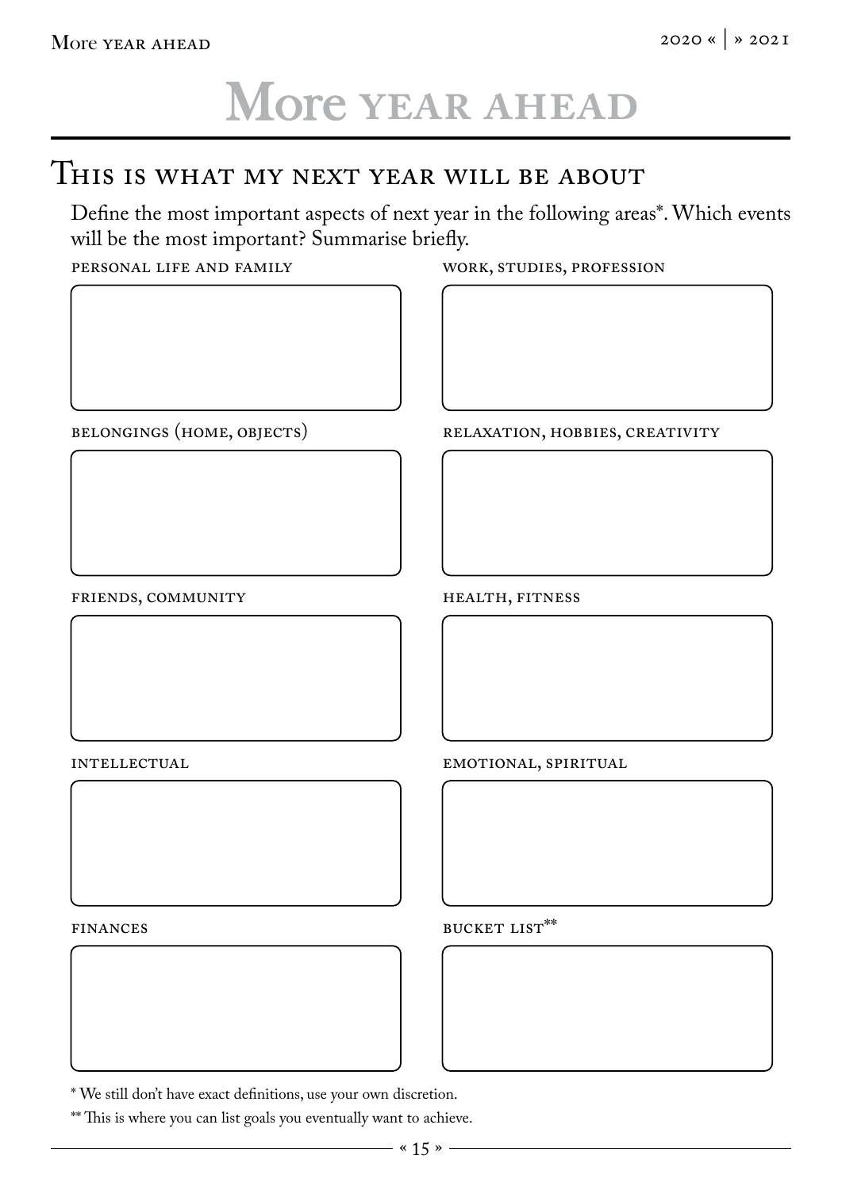# More year ahead

## This is what my next year will be about

Define the most important aspects of next year in the following areas*. Which events will be the most important? Summarise briefly.

PERSONAL LIFE AND FAMILY

WORK, STUDIES, PROFESSION

BELONGINGS (HOME, OBJECTS)

RELAXATION, HOBBIES, CREATIVITY

FRIENDS, COMMUNITY

HEALTH, FITNESS

INTELLECTUAL

EMOTIONAL, SPIRITUAL

FINANCES

BUCKET LIST**

* We still don't have exact definitions, use your own discretion.

** This is where you can list goals you eventually want to achieve.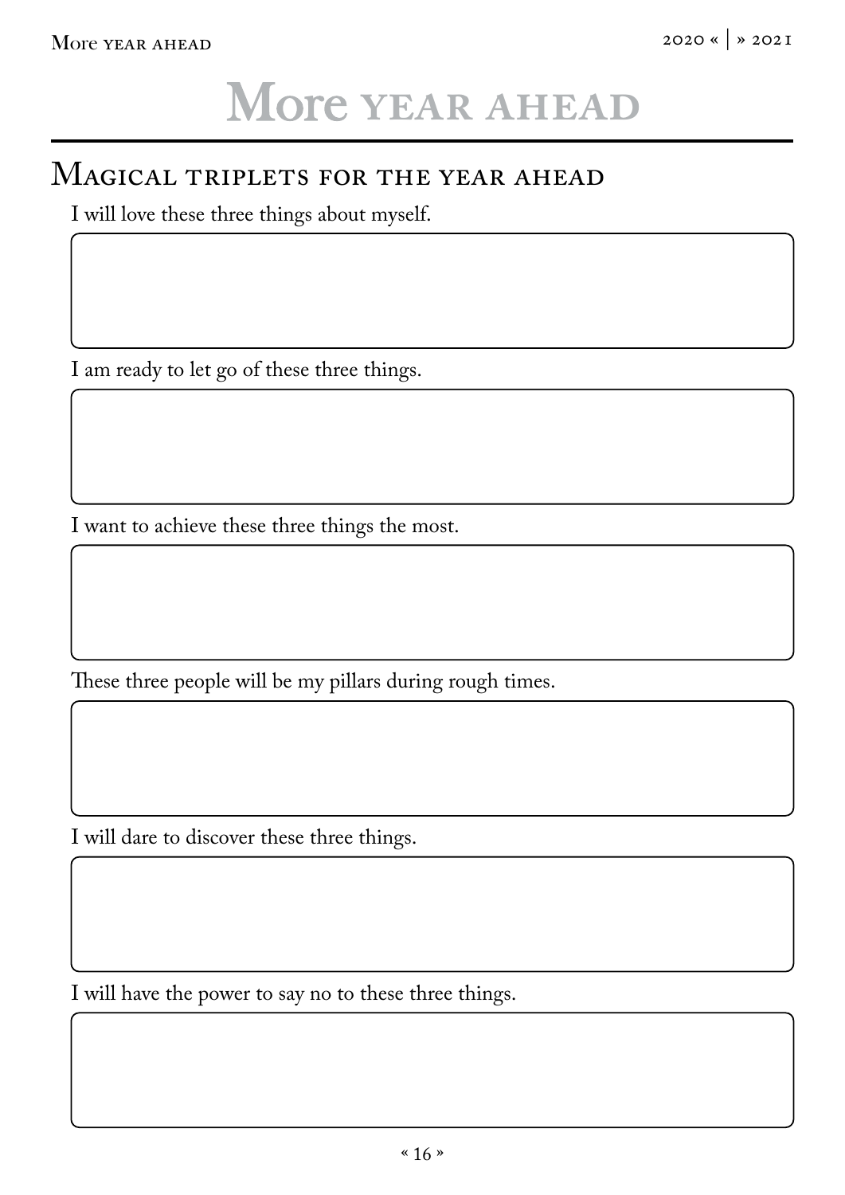# More year ahead

## Magical triplets for the year ahead

I will love these three things about myself.

I am ready to let go of these three things.

I want to achieve these three things the most.

These three people will be my pillars during rough times.

I will dare to discover these three things.

I will have the power to say no to these three things.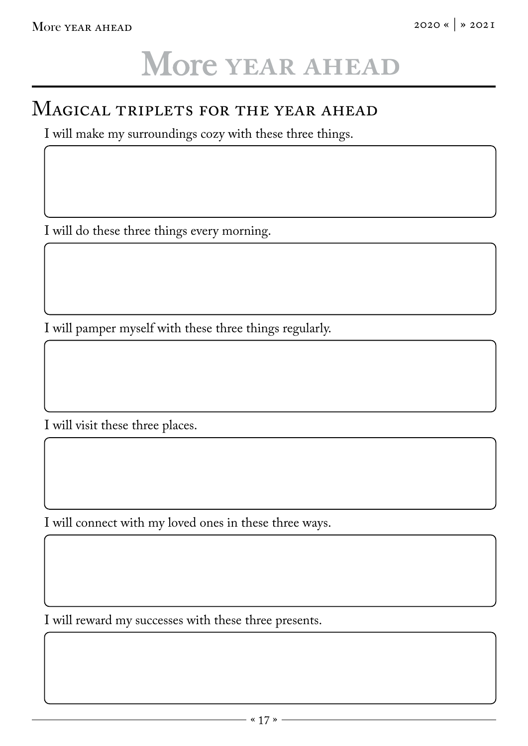# More year ahead

## Magical triplets for the year ahead

I will make my surroundings cozy with these three things.

I will do these three things every morning.

I will pamper myself with these three things regularly.

I will visit these three places.

I will connect with my loved ones in these three ways.

I will reward my successes with these three presents.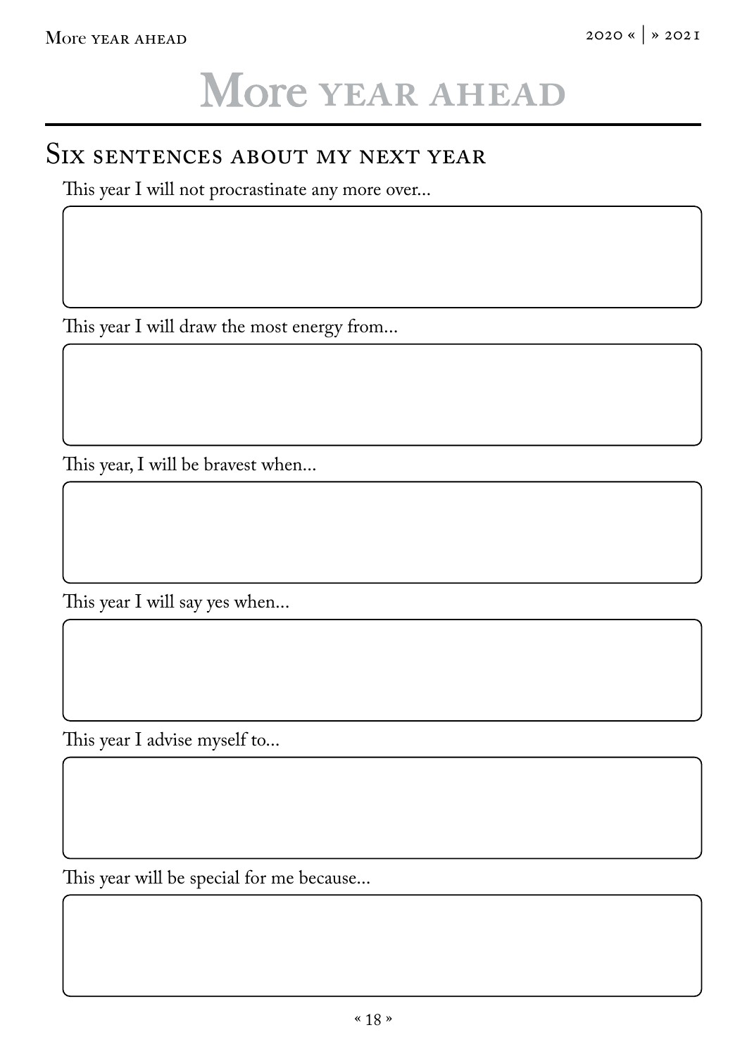# More year ahead

## Six sentences about my next year

This year I will not procrastinate any more over...

This year I will draw the most energy from...

This year, I will be bravest when...

This year I will say yes when...

This year I advise myself to...

This year will be special for me because...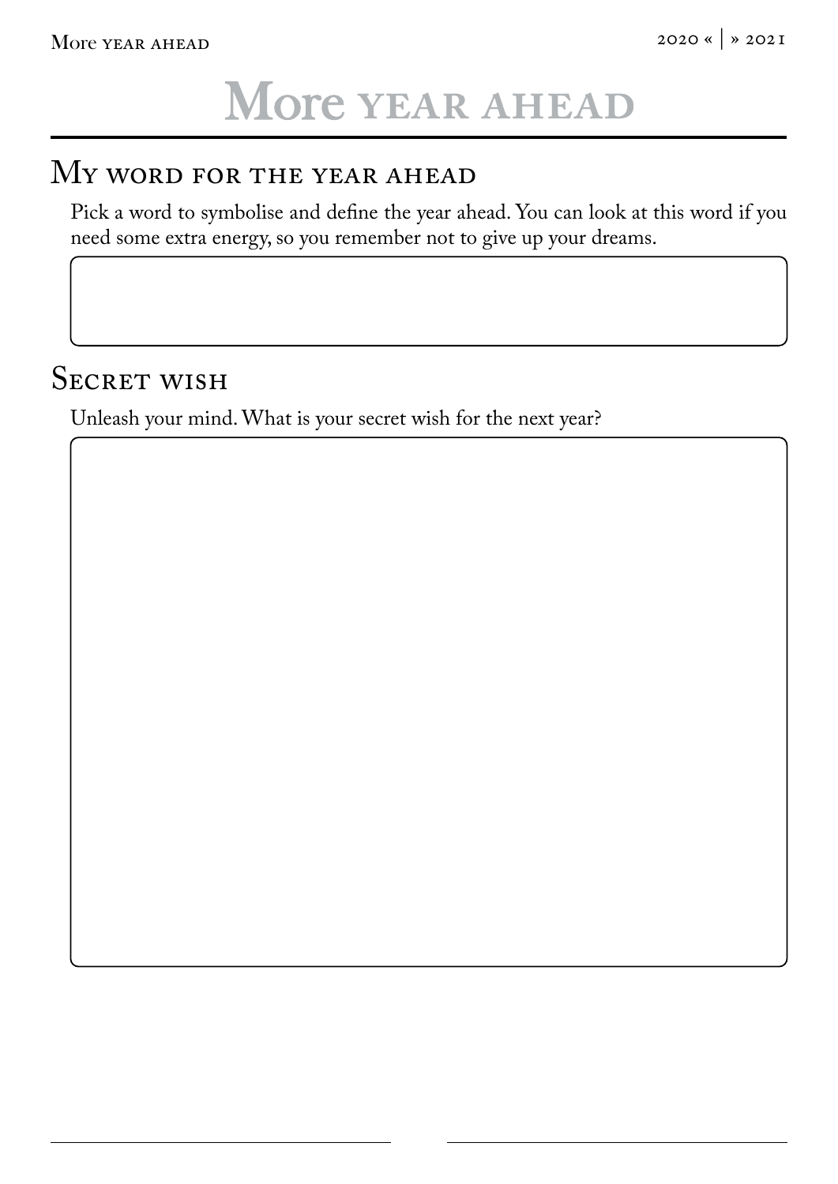# More year ahead

## My word for the year ahead

Pick a word to symbolise and define the year ahead. You can look at this word if you need some extra energy, so you remember not to give up your dreams.

## Secret wish

Unleash your mind. What is your secret wish for the next year?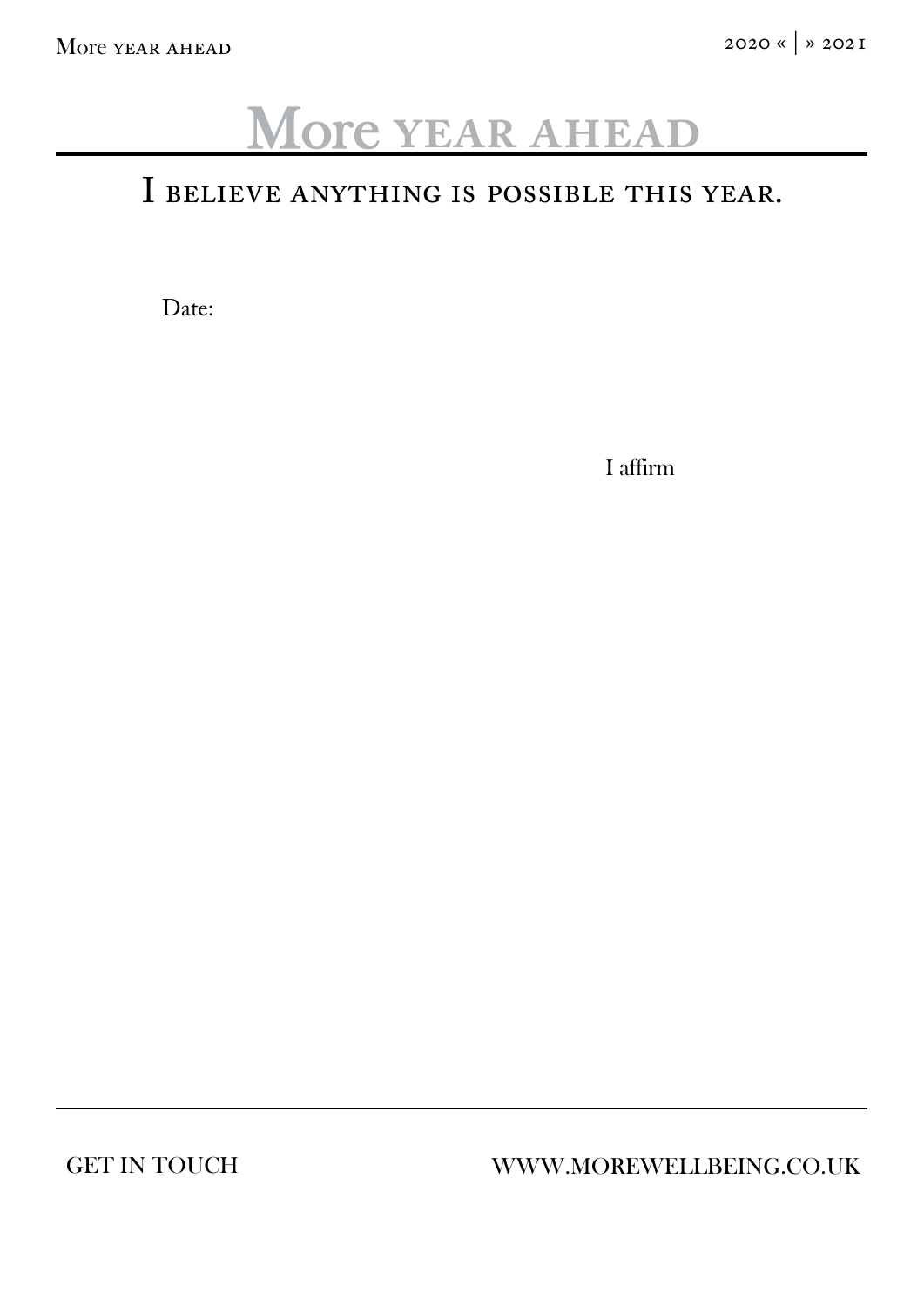# More YEAR AHEAD

## I BELIEVE ANYTHING IS POSSIBLE THIS YEAR.

Date:

I affirm

GET IN TOUCH

WWW.MOREWELLBEING.CO.UK